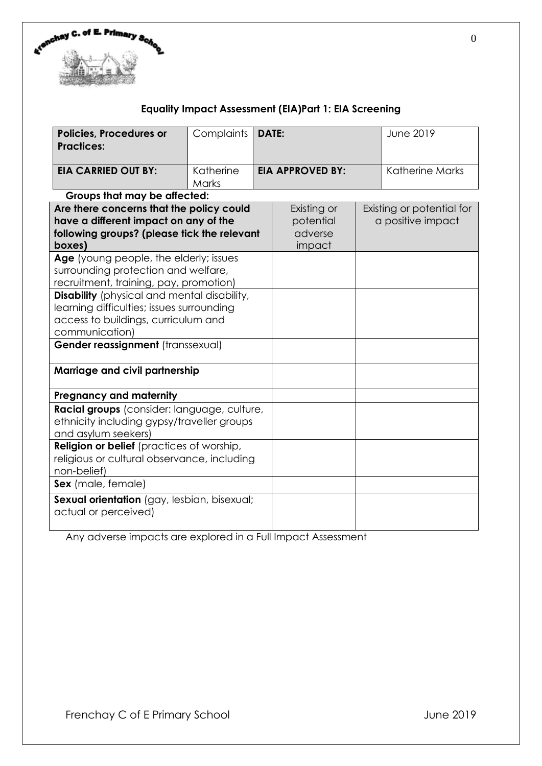## Equality Impact Assessment (EIA)Part 1: EIA Screening

| **Policies, Procedures or Practices:** | Complaints | **DATE:** | June 2019 |
|---|---|---|---|
| **EIA CARRIED OUT BY:** | Katherine Marks | **EIA APPROVED BY:** | Katherine Marks |

**Groups that may be affected:**

| **Are there concerns that the policy could have a different impact on any of the following groups? (please tick the relevant boxes)** | Existing or potential adverse impact | Existing or potential for a positive impact |
|---|---|---|
| **Age** (young people, the elderly; issues surrounding protection and welfare, recruitment, training, pay, promotion) | | |
| **Disability** (physical and mental disability, learning difficulties; issues surrounding access to buildings, curriculum and communication) | | |
| **Gender reassignment** (transsexual) | | |
| **Marriage and civil partnership** | | |
| **Pregnancy and maternity** | | |
| **Racial groups** (consider: language, culture, ethnicity including gypsy/traveller groups and asylum seekers) | | |
| **Religion or belief** (practices of worship, religious or cultural observance, including non-belief) | | |
| **Sex** (male, female) | | |
| **Sexual orientation** (gay, lesbian, bisexual; actual or perceived) | | |

Any adverse impacts are explored in a Full Impact Assessment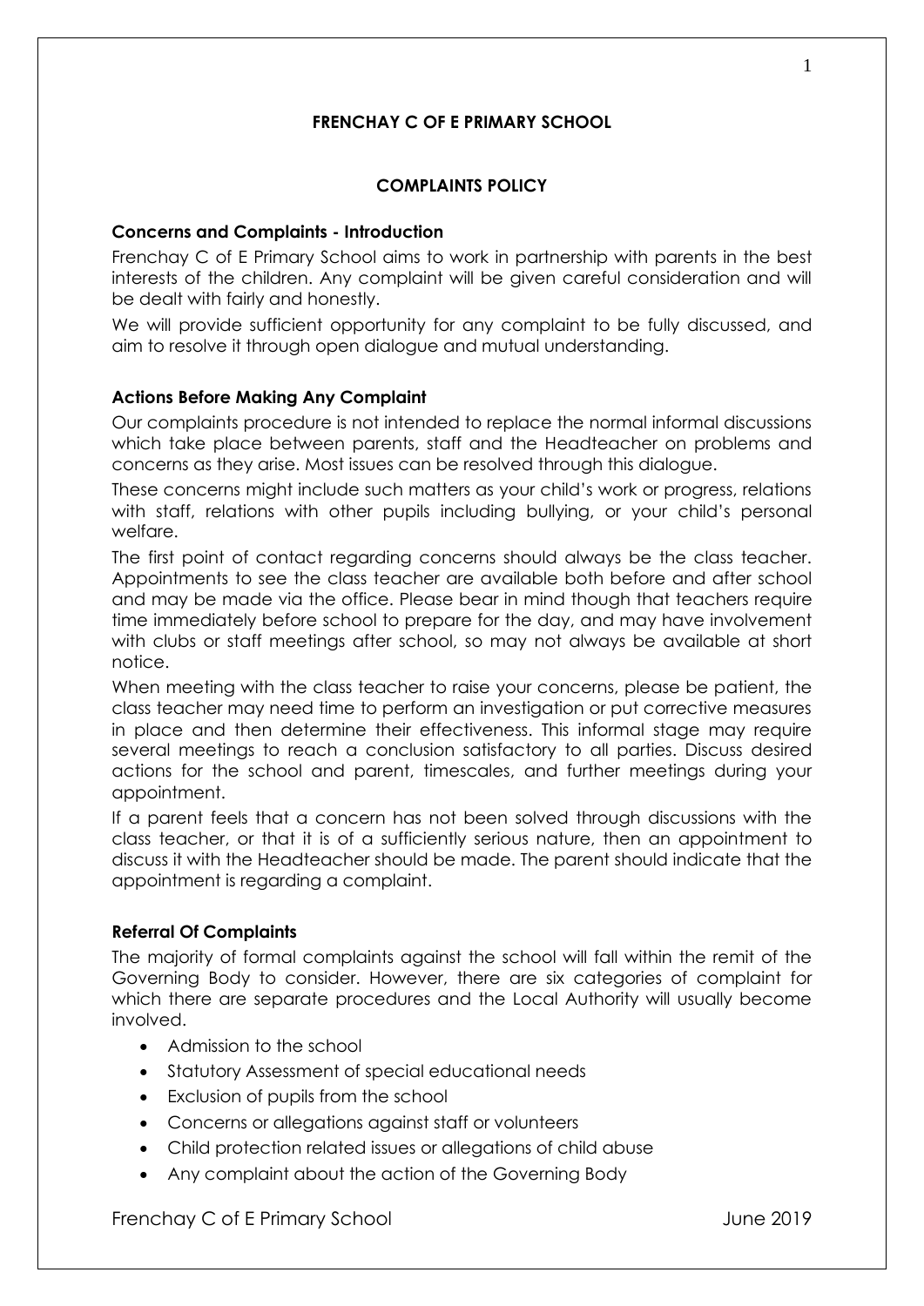**FRENCHAY C OF E PRIMARY SCHOOL**

**COMPLAINTS POLICY**

**Concerns and Complaints - Introduction**

Frenchay C of E Primary School aims to work in partnership with parents in the best interests of the children. Any complaint will be given careful consideration and will be dealt with fairly and honestly.

We will provide sufficient opportunity for any complaint to be fully discussed, and aim to resolve it through open dialogue and mutual understanding.

**Actions Before Making Any Complaint**

Our complaints procedure is not intended to replace the normal informal discussions which take place between parents, staff and the Headteacher on problems and concerns as they arise. Most issues can be resolved through this dialogue.

These concerns might include such matters as your child's work or progress, relations with staff, relations with other pupils including bullying, or your child's personal welfare.

The first point of contact regarding concerns should always be the class teacher. Appointments to see the class teacher are available both before and after school and may be made via the office. Please bear in mind though that teachers require time immediately before school to prepare for the day, and may have involvement with clubs or staff meetings after school, so may not always be available at short notice.

When meeting with the class teacher to raise your concerns, please be patient, the class teacher may need time to perform an investigation or put corrective measures in place and then determine their effectiveness. This informal stage may require several meetings to reach a conclusion satisfactory to all parties. Discuss desired actions for the school and parent, timescales, and further meetings during your appointment.

If a parent feels that a concern has not been solved through discussions with the class teacher, or that it is of a sufficiently serious nature, then an appointment to discuss it with the Headteacher should be made. The parent should indicate that the appointment is regarding a complaint.

**Referral Of Complaints**

The majority of formal complaints against the school will fall within the remit of the Governing Body to consider. However, there are six categories of complaint for which there are separate procedures and the Local Authority will usually become involved.

- Admission to the school
- Statutory Assessment of special educational needs
- Exclusion of pupils from the school
- Concerns or allegations against staff or volunteers
- Child protection related issues or allegations of child abuse
- Any complaint about the action of the Governing Body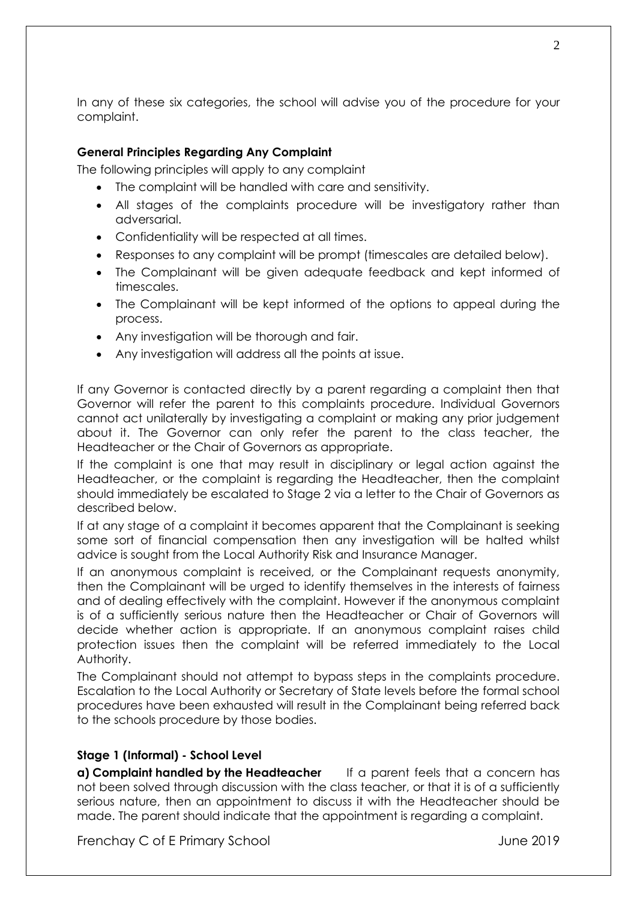In any of these six categories, the school will advise you of the procedure for your complaint.

**General Principles Regarding Any Complaint**

The following principles will apply to any complaint

- The complaint will be handled with care and sensitivity.
- All stages of the complaints procedure will be investigatory rather than adversarial.
- Confidentiality will be respected at all times.
- Responses to any complaint will be prompt (timescales are detailed below).
- The Complainant will be given adequate feedback and kept informed of timescales.
- The Complainant will be kept informed of the options to appeal during the process.
- Any investigation will be thorough and fair.
- Any investigation will address all the points at issue.

If any Governor is contacted directly by a parent regarding a complaint then that Governor will refer the parent to this complaints procedure. Individual Governors cannot act unilaterally by investigating a complaint or making any prior judgement about it. The Governor can only refer the parent to the class teacher, the Headteacher or the Chair of Governors as appropriate.

If the complaint is one that may result in disciplinary or legal action against the Headteacher, or the complaint is regarding the Headteacher, then the complaint should immediately be escalated to Stage 2 via a letter to the Chair of Governors as described below.

If at any stage of a complaint it becomes apparent that the Complainant is seeking some sort of financial compensation then any investigation will be halted whilst advice is sought from the Local Authority Risk and Insurance Manager.

If an anonymous complaint is received, or the Complainant requests anonymity, then the Complainant will be urged to identify themselves in the interests of fairness and of dealing effectively with the complaint. However if the anonymous complaint is of a sufficiently serious nature then the Headteacher or Chair of Governors will decide whether action is appropriate. If an anonymous complaint raises child protection issues then the complaint will be referred immediately to the Local Authority.

The Complainant should not attempt to bypass steps in the complaints procedure. Escalation to the Local Authority or Secretary of State levels before the formal school procedures have been exhausted will result in the Complainant being referred back to the schools procedure by those bodies.

**Stage 1 (Informal) - School Level**

**a) Complaint handled by the Headteacher** If a parent feels that a concern has not been solved through discussion with the class teacher, or that it is of a sufficiently serious nature, then an appointment to discuss it with the Headteacher should be made. The parent should indicate that the appointment is regarding a complaint.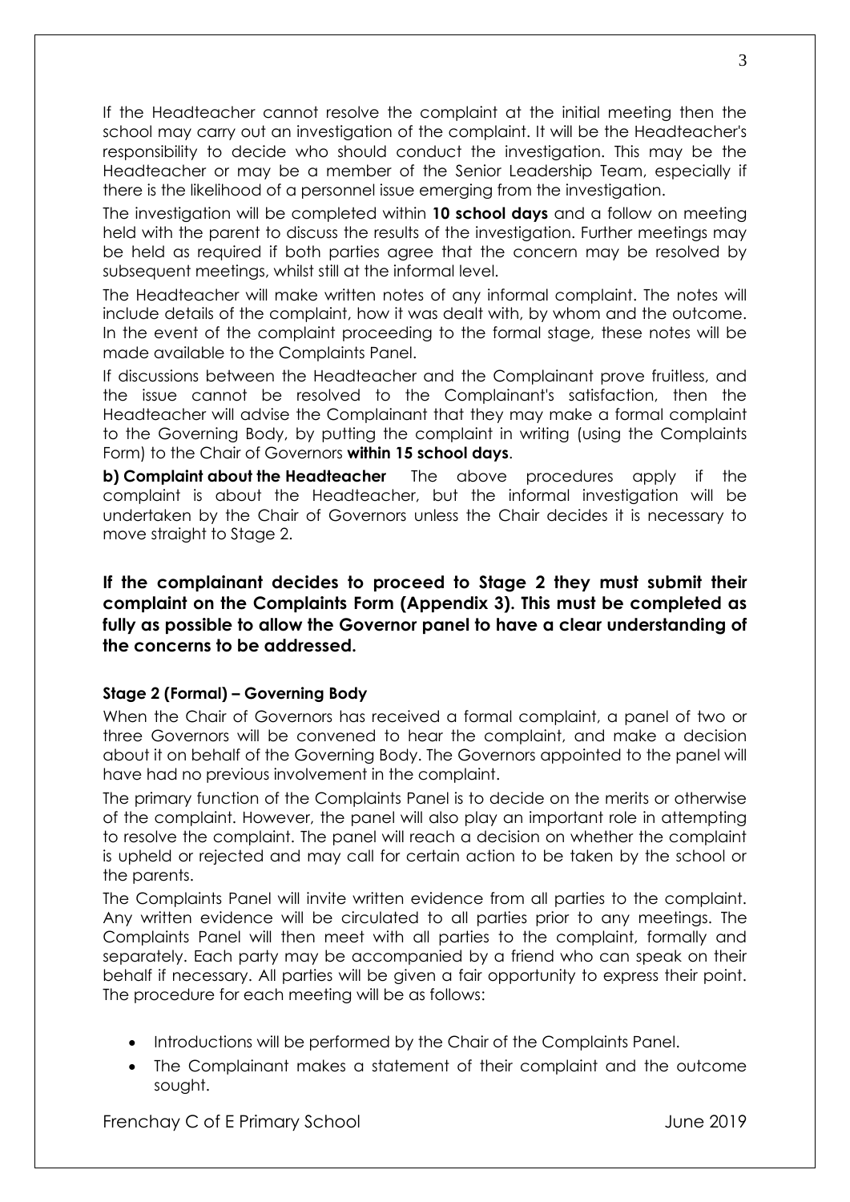If the Headteacher cannot resolve the complaint at the initial meeting then the school may carry out an investigation of the complaint. It will be the Headteacher's responsibility to decide who should conduct the investigation. This may be the Headteacher or may be a member of the Senior Leadership Team, especially if there is the likelihood of a personnel issue emerging from the investigation.

The investigation will be completed within **10 school days** and a follow on meeting held with the parent to discuss the results of the investigation. Further meetings may be held as required if both parties agree that the concern may be resolved by subsequent meetings, whilst still at the informal level.

The Headteacher will make written notes of any informal complaint. The notes will include details of the complaint, how it was dealt with, by whom and the outcome. In the event of the complaint proceeding to the formal stage, these notes will be made available to the Complaints Panel.

If discussions between the Headteacher and the Complainant prove fruitless, and the issue cannot be resolved to the Complainant's satisfaction, then the Headteacher will advise the Complainant that they may make a formal complaint to the Governing Body, by putting the complaint in writing (using the Complaints Form) to the Chair of Governors **within 15 school days**.

**b) Complaint about the Headteacher** The above procedures apply if the complaint is about the Headteacher, but the informal investigation will be undertaken by the Chair of Governors unless the Chair decides it is necessary to move straight to Stage 2.

**If the complainant decides to proceed to Stage 2 they must submit their complaint on the Complaints Form (Appendix 3). This must be completed as fully as possible to allow the Governor panel to have a clear understanding of the concerns to be addressed.**

### Stage 2 (Formal) – Governing Body

When the Chair of Governors has received a formal complaint, a panel of two or three Governors will be convened to hear the complaint, and make a decision about it on behalf of the Governing Body. The Governors appointed to the panel will have had no previous involvement in the complaint.

The primary function of the Complaints Panel is to decide on the merits or otherwise of the complaint. However, the panel will also play an important role in attempting to resolve the complaint. The panel will reach a decision on whether the complaint is upheld or rejected and may call for certain action to be taken by the school or the parents.

The Complaints Panel will invite written evidence from all parties to the complaint. Any written evidence will be circulated to all parties prior to any meetings. The Complaints Panel will then meet with all parties to the complaint, formally and separately. Each party may be accompanied by a friend who can speak on their behalf if necessary. All parties will be given a fair opportunity to express their point. The procedure for each meeting will be as follows:

- Introductions will be performed by the Chair of the Complaints Panel.
- The Complainant makes a statement of their complaint and the outcome sought.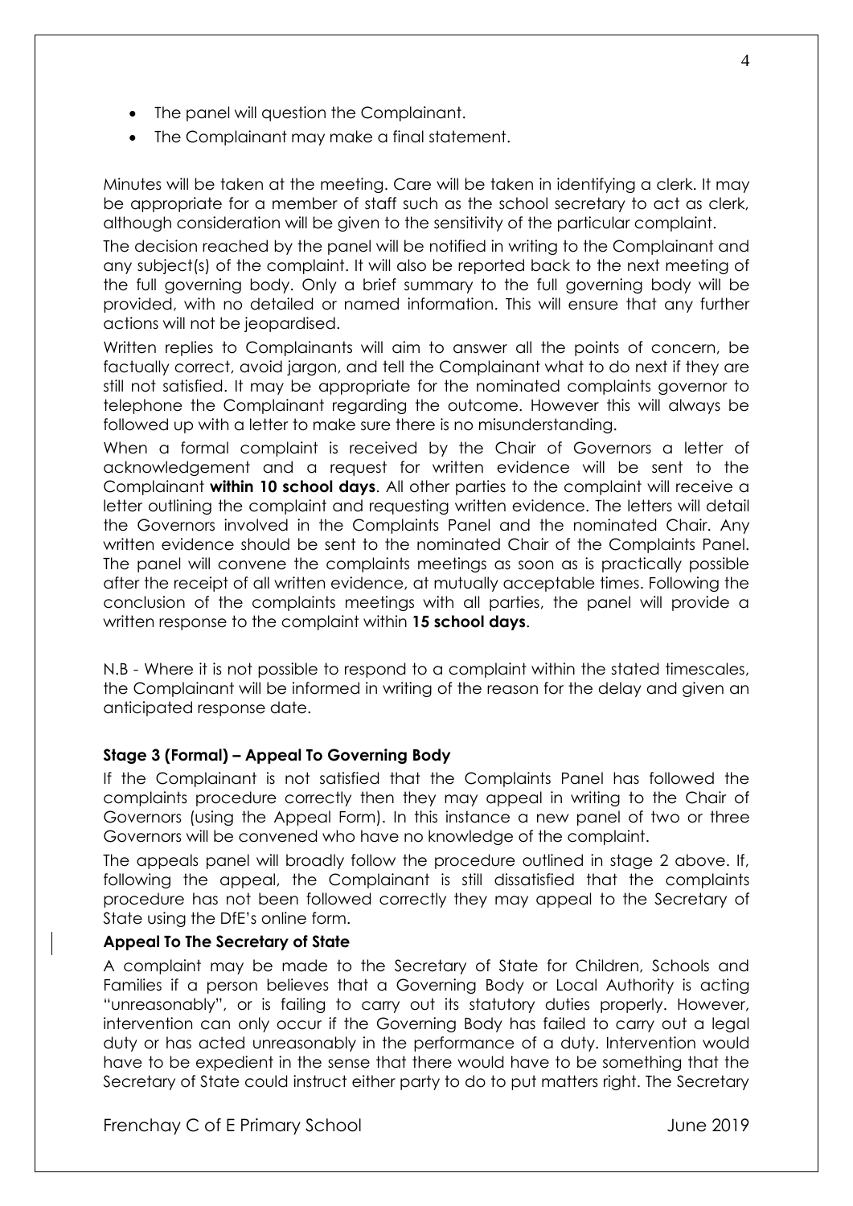- The panel will question the Complainant.
- The Complainant may make a final statement.

Minutes will be taken at the meeting. Care will be taken in identifying a clerk. It may be appropriate for a member of staff such as the school secretary to act as clerk, although consideration will be given to the sensitivity of the particular complaint.

The decision reached by the panel will be notified in writing to the Complainant and any subject(s) of the complaint. It will also be reported back to the next meeting of the full governing body. Only a brief summary to the full governing body will be provided, with no detailed or named information. This will ensure that any further actions will not be jeopardised.

Written replies to Complainants will aim to answer all the points of concern, be factually correct, avoid jargon, and tell the Complainant what to do next if they are still not satisfied. It may be appropriate for the nominated complaints governor to telephone the Complainant regarding the outcome. However this will always be followed up with a letter to make sure there is no misunderstanding.

When a formal complaint is received by the Chair of Governors a letter of acknowledgement and a request for written evidence will be sent to the Complainant **within 10 school days**. All other parties to the complaint will receive a letter outlining the complaint and requesting written evidence. The letters will detail the Governors involved in the Complaints Panel and the nominated Chair. Any written evidence should be sent to the nominated Chair of the Complaints Panel. The panel will convene the complaints meetings as soon as is practically possible after the receipt of all written evidence, at mutually acceptable times. Following the conclusion of the complaints meetings with all parties, the panel will provide a written response to the complaint within **15 school days**.

N.B - Where it is not possible to respond to a complaint within the stated timescales, the Complainant will be informed in writing of the reason for the delay and given an anticipated response date.

### Stage 3 (Formal) – Appeal To Governing Body

If the Complainant is not satisfied that the Complaints Panel has followed the complaints procedure correctly then they may appeal in writing to the Chair of Governors (using the Appeal Form). In this instance a new panel of two or three Governors will be convened who have no knowledge of the complaint.

The appeals panel will broadly follow the procedure outlined in stage 2 above. If, following the appeal, the Complainant is still dissatisfied that the complaints procedure has not been followed correctly they may appeal to the Secretary of State using the DfE's online form.

### Appeal To The Secretary of State

A complaint may be made to the Secretary of State for Children, Schools and Families if a person believes that a Governing Body or Local Authority is acting "unreasonably", or is failing to carry out its statutory duties properly. However, intervention can only occur if the Governing Body has failed to carry out a legal duty or has acted unreasonably in the performance of a duty. Intervention would have to be expedient in the sense that there would have to be something that the Secretary of State could instruct either party to do to put matters right. The Secretary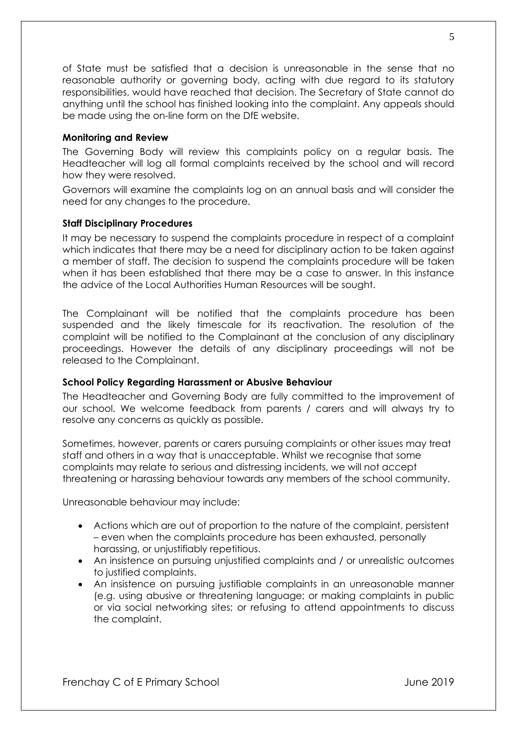of State must be satisfied that a decision is unreasonable in the sense that no reasonable authority or governing body, acting with due regard to its statutory responsibilities, would have reached that decision. The Secretary of State cannot do anything until the school has finished looking into the complaint. Any appeals should be made using the on-line form on the DfE website.

**Monitoring and Review**

The Governing Body will review this complaints policy on a regular basis. The Headteacher will log all formal complaints received by the school and will record how they were resolved.

Governors will examine the complaints log on an annual basis and will consider the need for any changes to the procedure.

**Staff Disciplinary Procedures**

It may be necessary to suspend the complaints procedure in respect of a complaint which indicates that there may be a need for disciplinary action to be taken against a member of staff. The decision to suspend the complaints procedure will be taken when it has been established that there may be a case to answer. In this instance the advice of the Local Authorities Human Resources will be sought.

The Complainant will be notified that the complaints procedure has been suspended and the likely timescale for its reactivation. The resolution of the complaint will be notified to the Complainant at the conclusion of any disciplinary proceedings. However the details of any disciplinary proceedings will not be released to the Complainant.

**School Policy Regarding Harassment or Abusive Behaviour**

The Headteacher and Governing Body are fully committed to the improvement of our school. We welcome feedback from parents / carers and will always try to resolve any concerns as quickly as possible.

Sometimes, however, parents or carers pursuing complaints or other issues may treat staff and others in a way that is unacceptable. Whilst we recognise that some complaints may relate to serious and distressing incidents, we will not accept threatening or harassing behaviour towards any members of the school community.

Unreasonable behaviour may include:

- Actions which are out of proportion to the nature of the complaint, persistent – even when the complaints procedure has been exhausted, personally harassing, or unjustifiably repetitious.
- An insistence on pursuing unjustified complaints and / or unrealistic outcomes to justified complaints.
- An insistence on pursuing justifiable complaints in an unreasonable manner (e.g. using abusive or threatening language; or making complaints in public or via social networking sites; or refusing to attend appointments to discuss the complaint.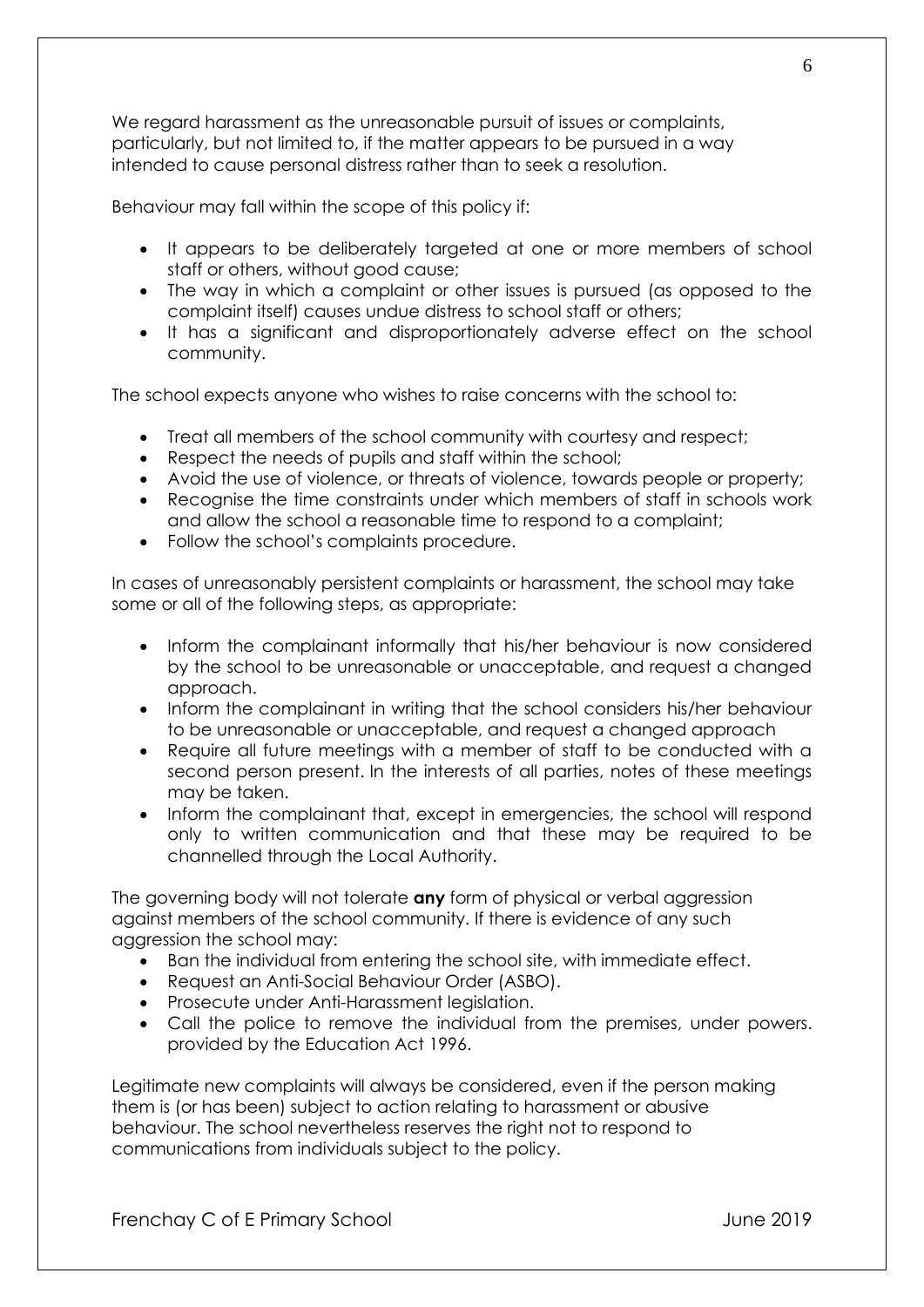We regard harassment as the unreasonable pursuit of issues or complaints, particularly, but not limited to, if the matter appears to be pursued in a way intended to cause personal distress rather than to seek a resolution.

Behaviour may fall within the scope of this policy if:

- It appears to be deliberately targeted at one or more members of school staff or others, without good cause;
- The way in which a complaint or other issues is pursued (as opposed to the complaint itself) causes undue distress to school staff or others;
- It has a significant and disproportionately adverse effect on the school community.

The school expects anyone who wishes to raise concerns with the school to:

- Treat all members of the school community with courtesy and respect;
- Respect the needs of pupils and staff within the school;
- Avoid the use of violence, or threats of violence, towards people or property;
- Recognise the time constraints under which members of staff in schools work and allow the school a reasonable time to respond to a complaint;
- Follow the school's complaints procedure.

In cases of unreasonably persistent complaints or harassment, the school may take some or all of the following steps, as appropriate:

- Inform the complainant informally that his/her behaviour is now considered by the school to be unreasonable or unacceptable, and request a changed approach.
- Inform the complainant in writing that the school considers his/her behaviour to be unreasonable or unacceptable, and request a changed approach
- Require all future meetings with a member of staff to be conducted with a second person present. In the interests of all parties, notes of these meetings may be taken.
- Inform the complainant that, except in emergencies, the school will respond only to written communication and that these may be required to be channelled through the Local Authority.

The governing body will not tolerate **any** form of physical or verbal aggression against members of the school community. If there is evidence of any such aggression the school may:

- Ban the individual from entering the school site, with immediate effect.
- Request an Anti-Social Behaviour Order (ASBO).
- Prosecute under Anti-Harassment legislation.
- Call the police to remove the individual from the premises, under powers. provided by the Education Act 1996.

Legitimate new complaints will always be considered, even if the person making them is (or has been) subject to action relating to harassment or abusive behaviour. The school nevertheless reserves the right not to respond to communications from individuals subject to the policy.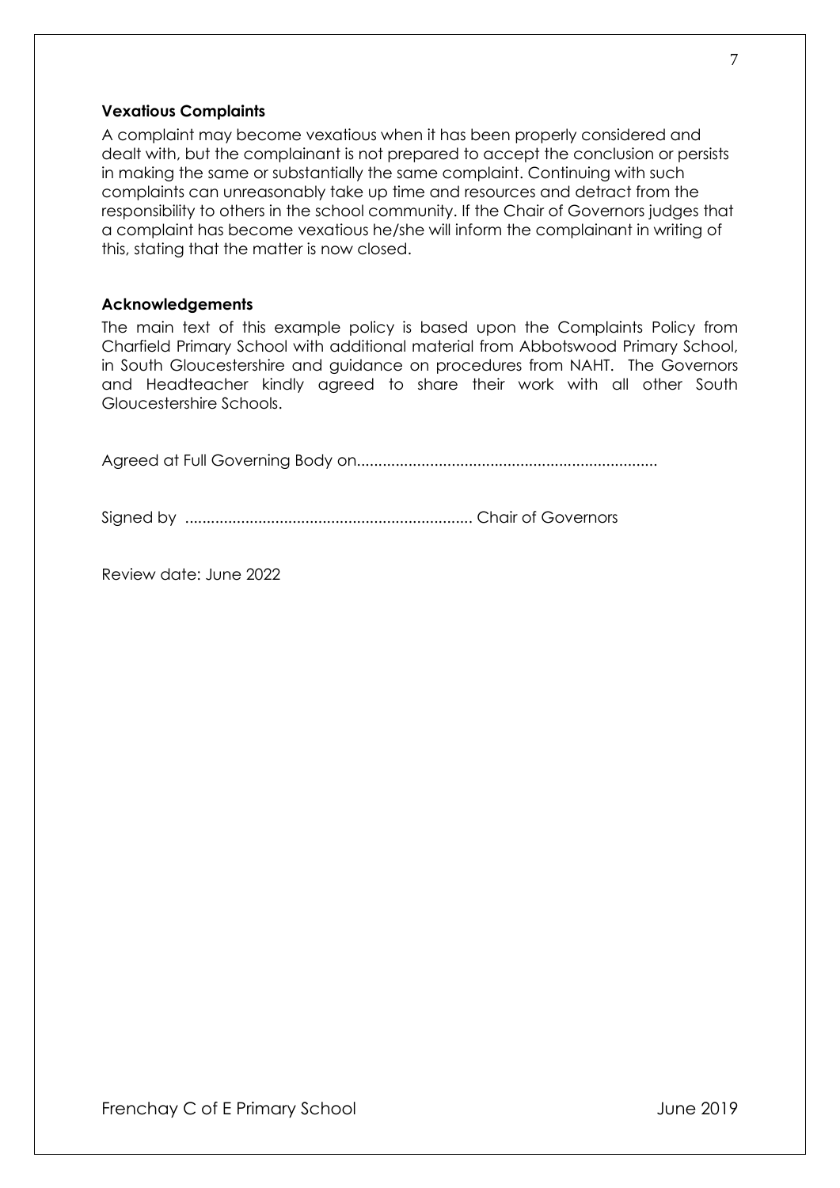### Vexatious Complaints

A complaint may become vexatious when it has been properly considered and dealt with, but the complainant is not prepared to accept the conclusion or persists in making the same or substantially the same complaint. Continuing with such complaints can unreasonably take up time and resources and detract from the responsibility to others in the school community. If the Chair of Governors judges that a complaint has become vexatious he/she will inform the complainant in writing of this, stating that the matter is now closed.

### Acknowledgements

The main text of this example policy is based upon the Complaints Policy from Charfield Primary School with additional material from Abbotswood Primary School, in South Gloucestershire and guidance on procedures from NAHT. The Governors and Headteacher kindly agreed to share their work with all other South Gloucestershire Schools.

Agreed at Full Governing Body on......................................................................

Signed by .................................................................. Chair of Governors

Review date: June 2022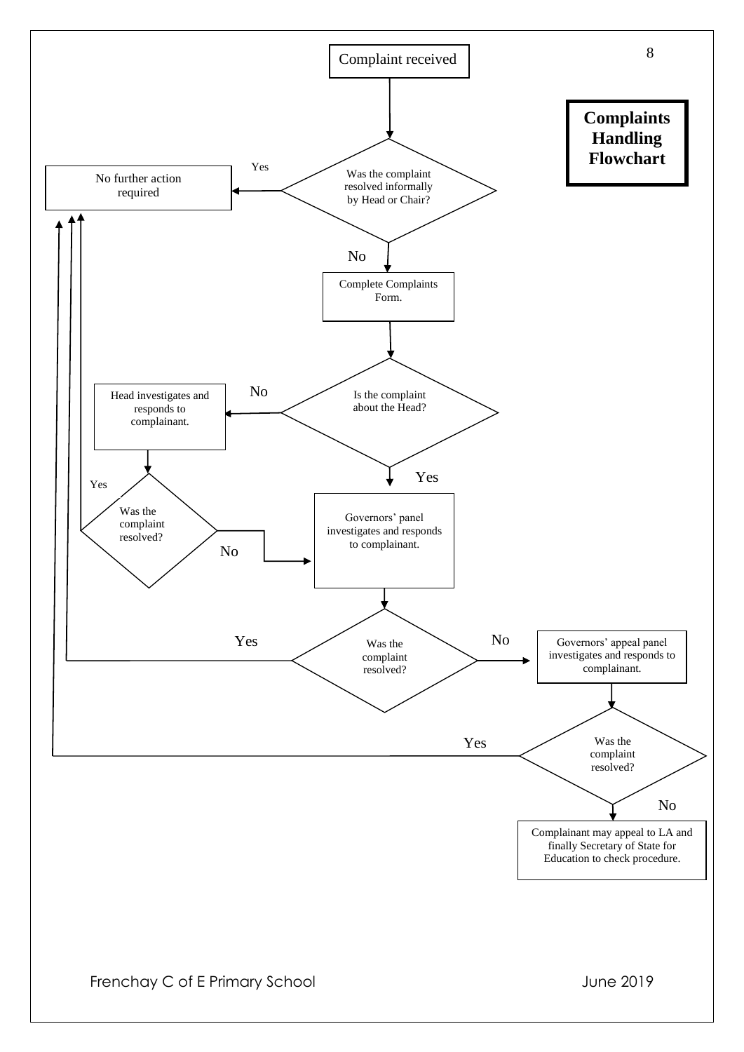# Complaints Handling Flowchart

Complaint received

Was the complaint resolved informally by Head or Chair?

- Yes → No further action required
- No → Complete Complaints Form.

Is the complaint about the Head?

- No → Head investigates and responds to complainant.
  - Was the complaint resolved?
    - Yes → No further action required
    - No → Governors' panel investigates and responds to complainant.
- Yes → Governors' panel investigates and responds to complainant.

Was the complaint resolved?

- Yes → No further action required
- No → Governors' appeal panel investigates and responds to complainant.

Was the complaint resolved?

- Yes → No further action required
- No → Complainant may appeal to LA and finally Secretary of State for Education to check procedure.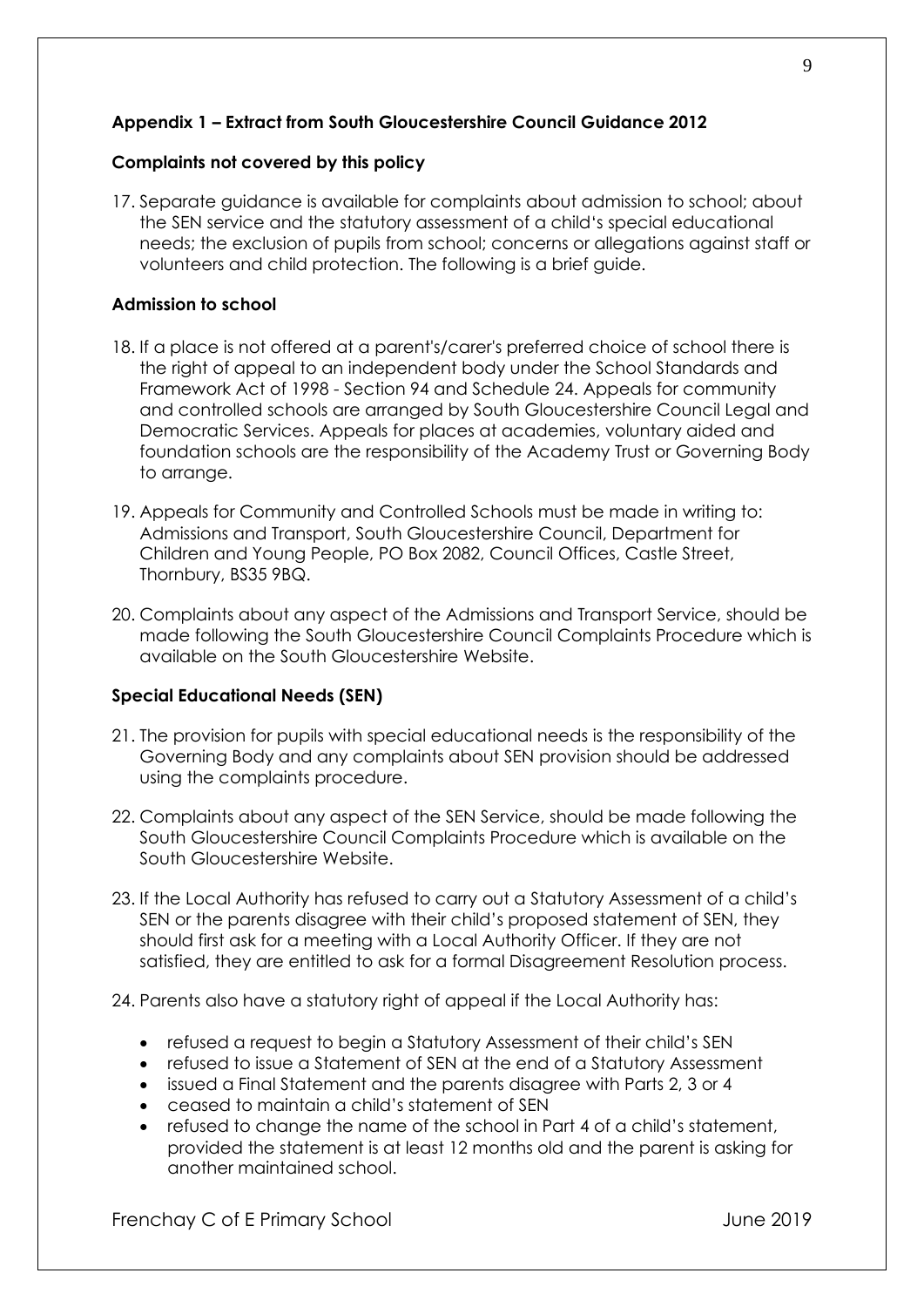## Appendix 1 – Extract from South Gloucestershire Council Guidance 2012

### Complaints not covered by this policy

17. Separate guidance is available for complaints about admission to school; about the SEN service and the statutory assessment of a child's special educational needs; the exclusion of pupils from school; concerns or allegations against staff or volunteers and child protection. The following is a brief guide.

### Admission to school

18. If a place is not offered at a parent's/carer's preferred choice of school there is the right of appeal to an independent body under the School Standards and Framework Act of 1998 - Section 94 and Schedule 24. Appeals for community and controlled schools are arranged by South Gloucestershire Council Legal and Democratic Services. Appeals for places at academies, voluntary aided and foundation schools are the responsibility of the Academy Trust or Governing Body to arrange.

19. Appeals for Community and Controlled Schools must be made in writing to: Admissions and Transport, South Gloucestershire Council, Department for Children and Young People, PO Box 2082, Council Offices, Castle Street, Thornbury, BS35 9BQ.

20. Complaints about any aspect of the Admissions and Transport Service, should be made following the South Gloucestershire Council Complaints Procedure which is available on the South Gloucestershire Website.

### Special Educational Needs (SEN)

21. The provision for pupils with special educational needs is the responsibility of the Governing Body and any complaints about SEN provision should be addressed using the complaints procedure.

22. Complaints about any aspect of the SEN Service, should be made following the South Gloucestershire Council Complaints Procedure which is available on the South Gloucestershire Website.

23. If the Local Authority has refused to carry out a Statutory Assessment of a child's SEN or the parents disagree with their child's proposed statement of SEN, they should first ask for a meeting with a Local Authority Officer. If they are not satisfied, they are entitled to ask for a formal Disagreement Resolution process.

24. Parents also have a statutory right of appeal if the Local Authority has:

- refused a request to begin a Statutory Assessment of their child's SEN
- refused to issue a Statement of SEN at the end of a Statutory Assessment
- issued a Final Statement and the parents disagree with Parts 2, 3 or 4
- ceased to maintain a child's statement of SEN
- refused to change the name of the school in Part 4 of a child's statement, provided the statement is at least 12 months old and the parent is asking for another maintained school.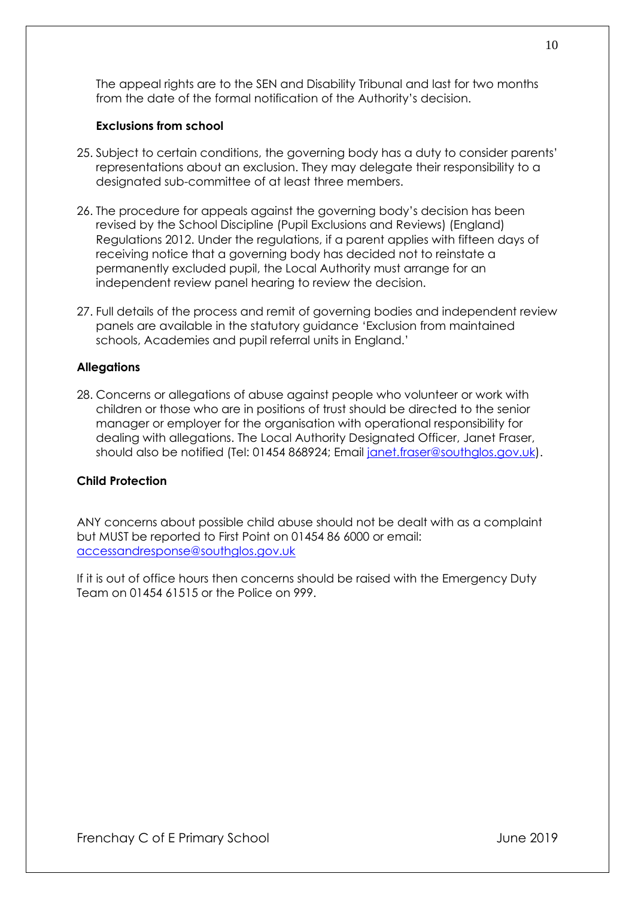The appeal rights are to the SEN and Disability Tribunal and last for two months from the date of the formal notification of the Authority's decision.

### Exclusions from school

25. Subject to certain conditions, the governing body has a duty to consider parents' representations about an exclusion. They may delegate their responsibility to a designated sub-committee of at least three members.

26. The procedure for appeals against the governing body's decision has been revised by the School Discipline (Pupil Exclusions and Reviews) (England) Regulations 2012. Under the regulations, if a parent applies with fifteen days of receiving notice that a governing body has decided not to reinstate a permanently excluded pupil, the Local Authority must arrange for an independent review panel hearing to review the decision.

27. Full details of the process and remit of governing bodies and independent review panels are available in the statutory guidance 'Exclusion from maintained schools, Academies and pupil referral units in England.'

## Allegations

28. Concerns or allegations of abuse against people who volunteer or work with children or those who are in positions of trust should be directed to the senior manager or employer for the organisation with operational responsibility for dealing with allegations. The Local Authority Designated Officer, Janet Fraser, should also be notified (Tel: 01454 868924; Email janet.fraser@southglos.gov.uk).

## Child Protection

ANY concerns about possible child abuse should not be dealt with as a complaint but MUST be reported to First Point on 01454 86 6000 or email: accessandresponse@southglos.gov.uk

If it is out of office hours then concerns should be raised with the Emergency Duty Team on 01454 61515 or the Police on 999.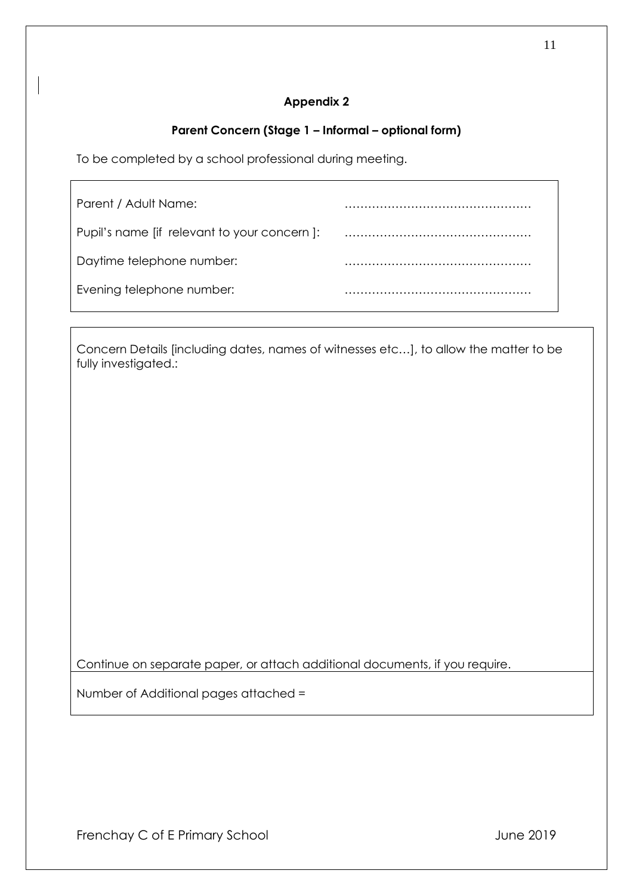## Appendix 2

### Parent Concern (Stage 1 – Informal – optional form)

To be completed by a school professional during meeting.

| | |
|---|---|
| Parent / Adult Name: | ………………………………………… |
| Pupil's name [if relevant to your concern ]: | ………………………………………… |
| Daytime telephone number: | ………………………………………… |
| Evening telephone number: | ………………………………………… |

| |
|---|
| Concern Details [including dates, names of witnesses etc…], to allow the matter to be fully investigated.: <br><br><br><br><br><br><br><br>Continue on separate paper, or attach additional documents, if you require. |
| Number of Additional pages attached = |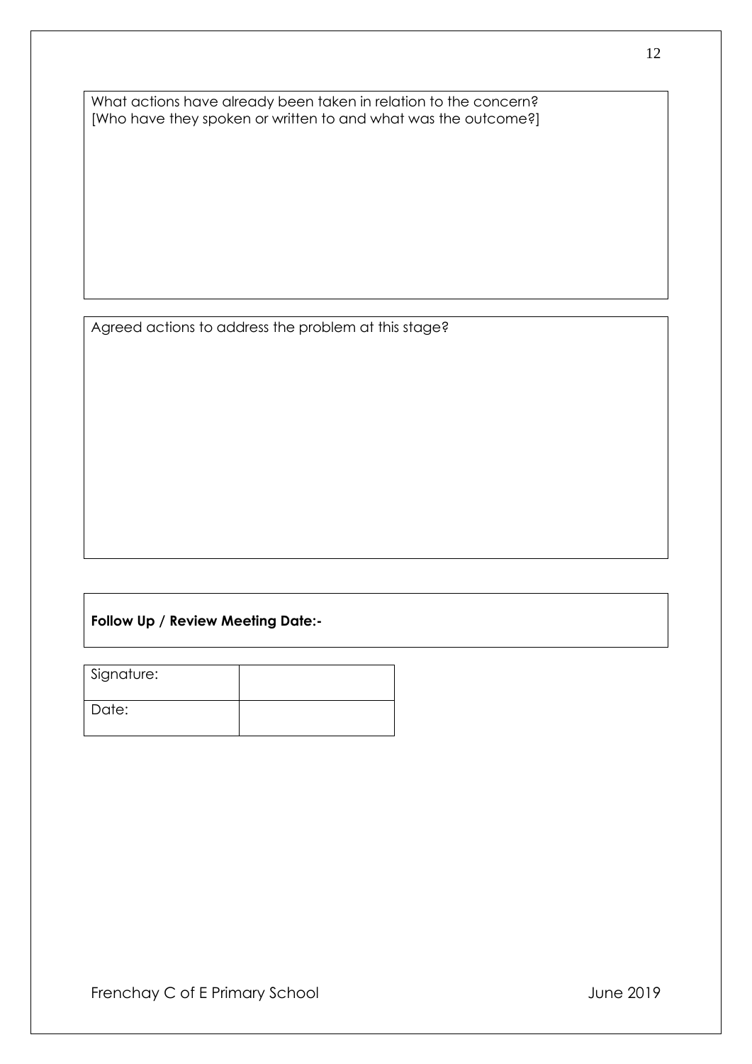What actions have already been taken in relation to the concern?
[Who have they spoken or written to and what was the outcome?]

Agreed actions to address the problem at this stage?

**Follow Up / Review Meeting Date:-**

| Signature: | |
|---|---|
| Date: | |

Frenchay C of E Primary School June 2019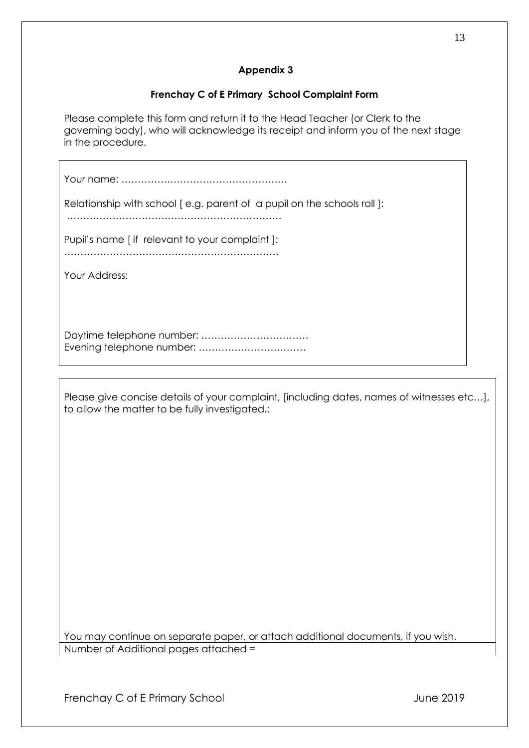## Appendix 3

### Frenchay C of E Primary School Complaint Form

Please complete this form and return it to the Head Teacher (or Clerk to the governing body), who will acknowledge its receipt and inform you of the next stage in the procedure.

Your name: ……………………………………………

Relationship with school [ e.g. parent of a pupil on the schools roll ]:
…………………………………………………………

Pupil's name [ if relevant to your complaint ]:
…………………………………………………………

Your Address:

Daytime telephone number: ……………………………
Evening telephone number: ……………………………

Please give concise details of your complaint, [including dates, names of witnesses etc…], to allow the matter to be fully investigated.:

You may continue on separate paper, or attach additional documents, if you wish.

Number of Additional pages attached =

Frenchay C of E Primary School June 2019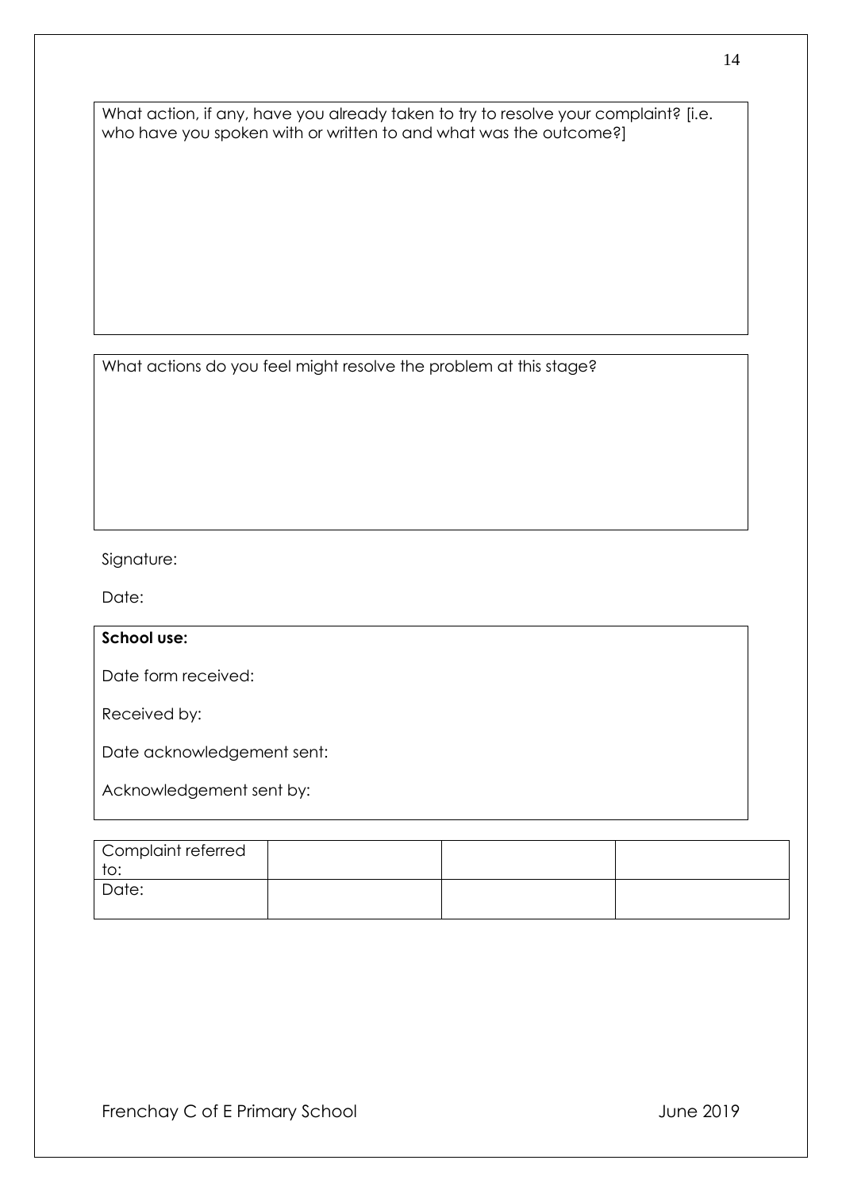What action, if any, have you already taken to try to resolve your complaint? [i.e. who have you spoken with or written to and what was the outcome?]

What actions do you feel might resolve the problem at this stage?

Signature:

Date:

**School use:**

Date form received:

Received by:

Date acknowledgement sent:

Acknowledgement sent by:

| Complaint referred to: | | | |
| --- | --- | --- | --- |
| Date: | | | |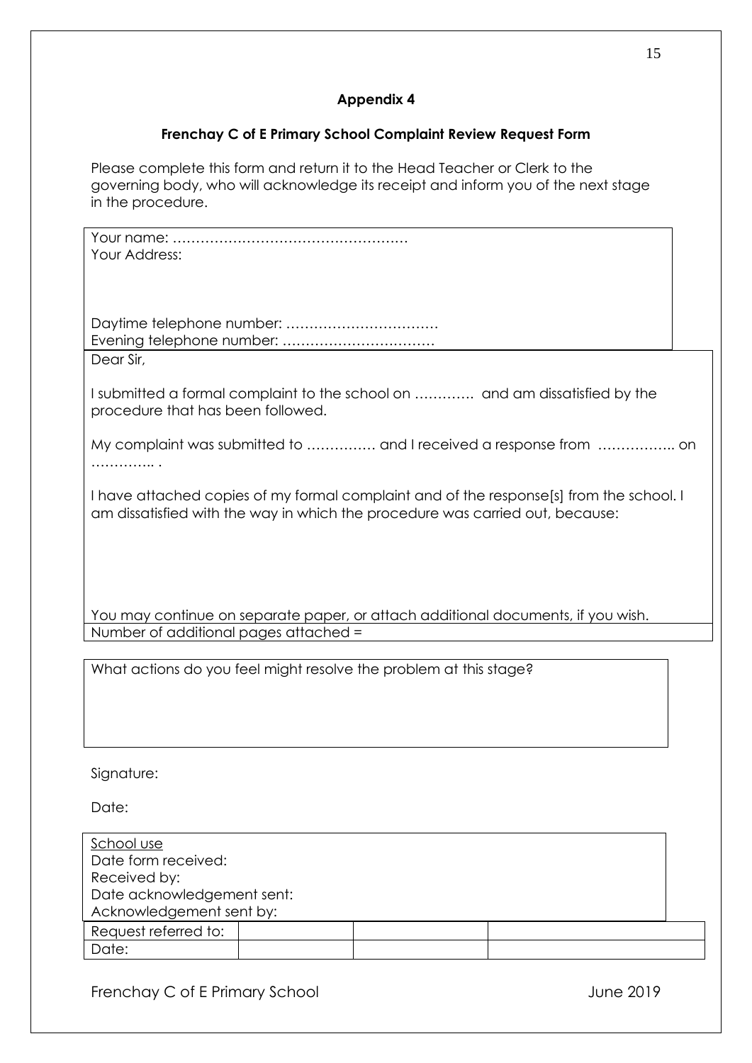## Appendix 4

### Frenchay C of E Primary School Complaint Review Request Form

Please complete this form and return it to the Head Teacher or Clerk to the governing body, who will acknowledge its receipt and inform you of the next stage in the procedure.

Your name: ……………………………………………
Your Address:

Daytime telephone number: ……………………………
Evening telephone number: ……………………………

Dear Sir,

I submitted a formal complaint to the school on …………. and am dissatisfied by the procedure that has been followed.

My complaint was submitted to …………… and I received a response from …………….. on ………….. .

I have attached copies of my formal complaint and of the response[s] from the school. I am dissatisfied with the way in which the procedure was carried out, because:

You may continue on separate paper, or attach additional documents, if you wish.

Number of additional pages attached =

What actions do you feel might resolve the problem at this stage?

Signature:

Date:

School use
Date form received:
Received by:
Date acknowledgement sent:
Acknowledgement sent by:

| Request referred to: | | | |
|---|---|---|---|
| Date: | | | |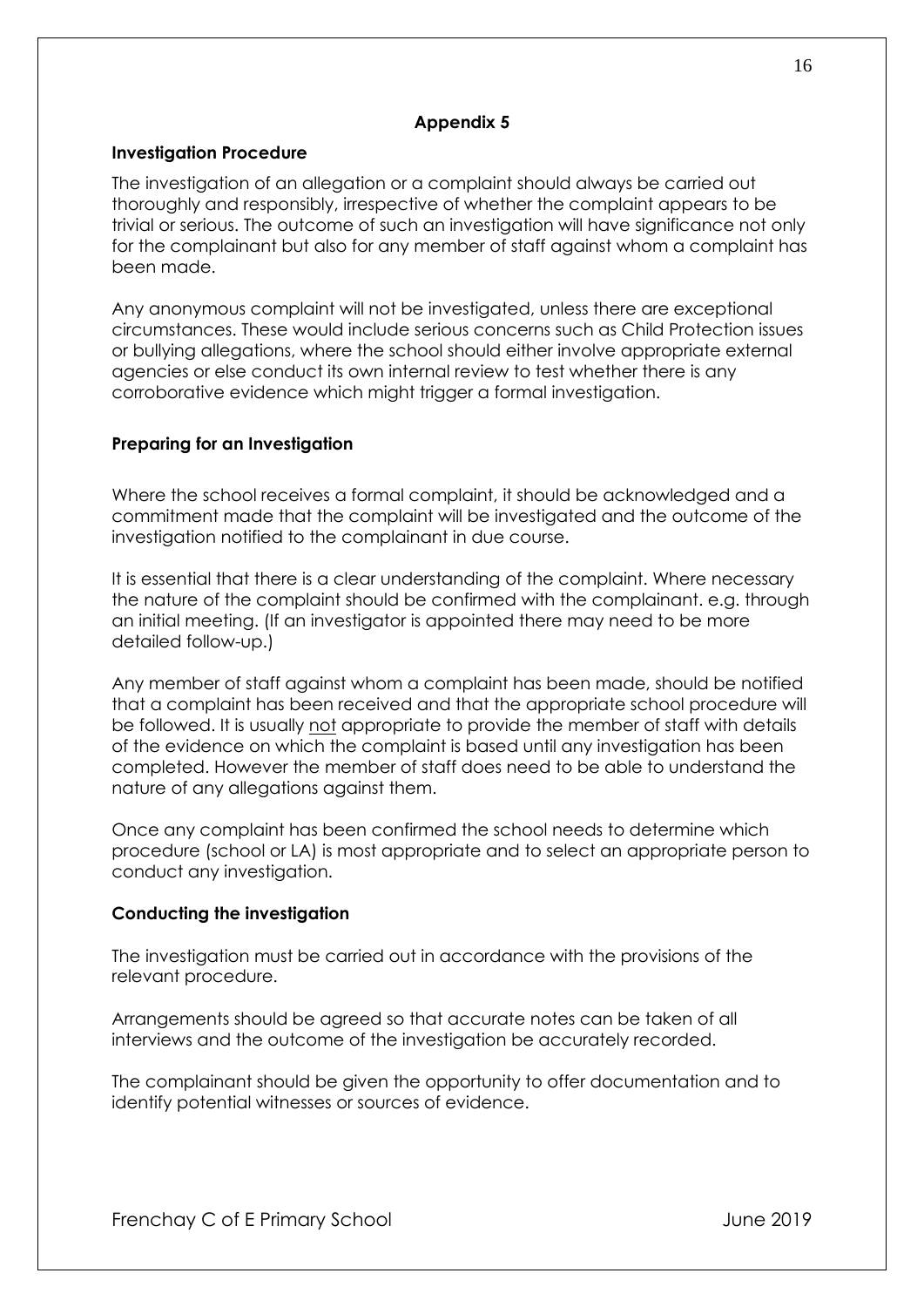## Appendix 5

### Investigation Procedure

The investigation of an allegation or a complaint should always be carried out thoroughly and responsibly, irrespective of whether the complaint appears to be trivial or serious. The outcome of such an investigation will have significance not only for the complainant but also for any member of staff against whom a complaint has been made.

Any anonymous complaint will not be investigated, unless there are exceptional circumstances. These would include serious concerns such as Child Protection issues or bullying allegations, where the school should either involve appropriate external agencies or else conduct its own internal review to test whether there is any corroborative evidence which might trigger a formal investigation.

### Preparing for an Investigation

Where the school receives a formal complaint, it should be acknowledged and a commitment made that the complaint will be investigated and the outcome of the investigation notified to the complainant in due course.

It is essential that there is a clear understanding of the complaint. Where necessary the nature of the complaint should be confirmed with the complainant. e.g. through an initial meeting. (If an investigator is appointed there may need to be more detailed follow-up.)

Any member of staff against whom a complaint has been made, should be notified that a complaint has been received and that the appropriate school procedure will be followed. It is usually not appropriate to provide the member of staff with details of the evidence on which the complaint is based until any investigation has been completed. However the member of staff does need to be able to understand the nature of any allegations against them.

Once any complaint has been confirmed the school needs to determine which procedure (school or LA) is most appropriate and to select an appropriate person to conduct any investigation.

### Conducting the investigation

The investigation must be carried out in accordance with the provisions of the relevant procedure.

Arrangements should be agreed so that accurate notes can be taken of all interviews and the outcome of the investigation be accurately recorded.

The complainant should be given the opportunity to offer documentation and to identify potential witnesses or sources of evidence.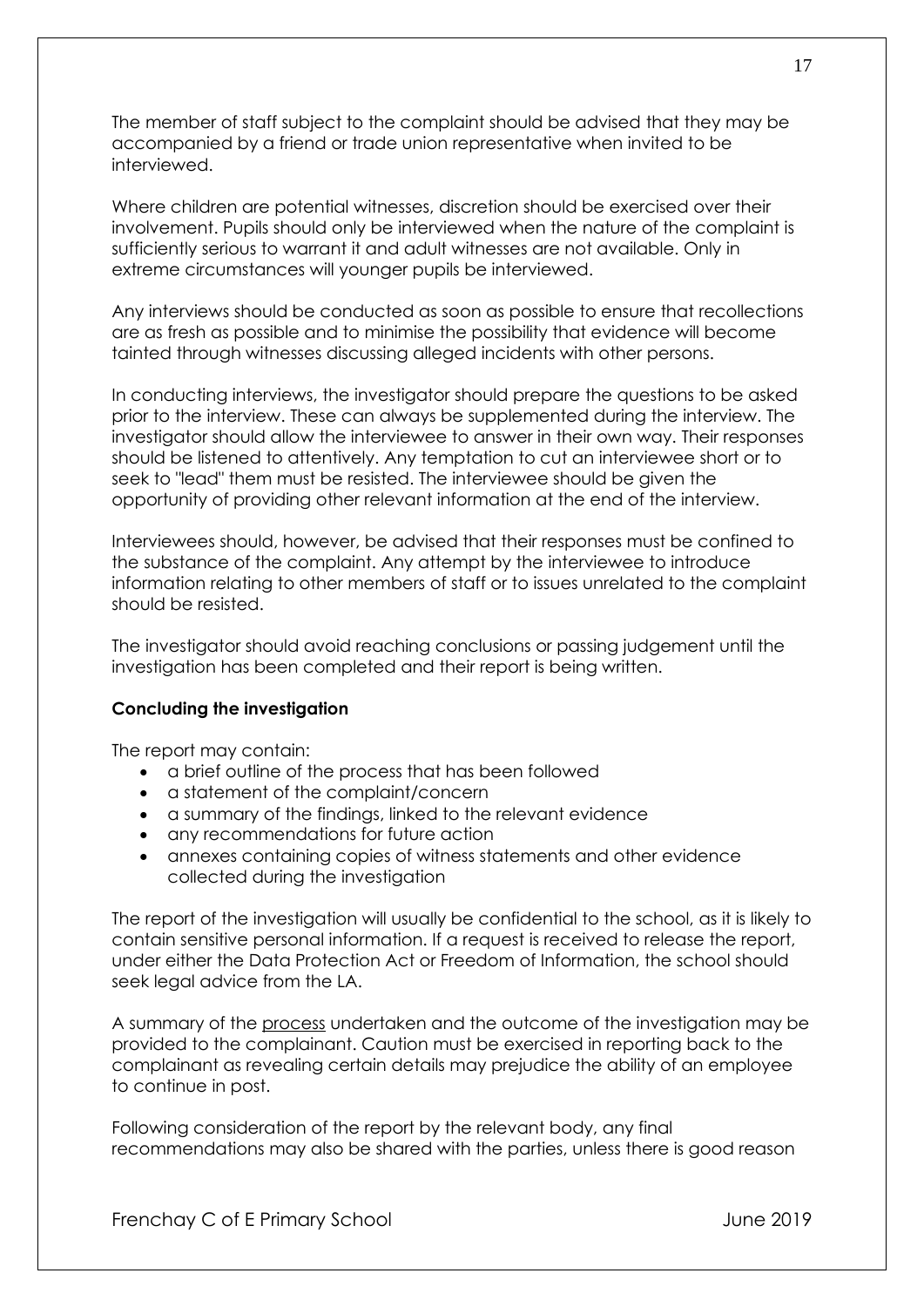The member of staff subject to the complaint should be advised that they may be accompanied by a friend or trade union representative when invited to be interviewed.

Where children are potential witnesses, discretion should be exercised over their involvement. Pupils should only be interviewed when the nature of the complaint is sufficiently serious to warrant it and adult witnesses are not available. Only in extreme circumstances will younger pupils be interviewed.

Any interviews should be conducted as soon as possible to ensure that recollections are as fresh as possible and to minimise the possibility that evidence will become tainted through witnesses discussing alleged incidents with other persons.

In conducting interviews, the investigator should prepare the questions to be asked prior to the interview. These can always be supplemented during the interview. The investigator should allow the interviewee to answer in their own way. Their responses should be listened to attentively. Any temptation to cut an interviewee short or to seek to "lead" them must be resisted. The interviewee should be given the opportunity of providing other relevant information at the end of the interview.

Interviewees should, however, be advised that their responses must be confined to the substance of the complaint. Any attempt by the interviewee to introduce information relating to other members of staff or to issues unrelated to the complaint should be resisted.

The investigator should avoid reaching conclusions or passing judgement until the investigation has been completed and their report is being written.

**Concluding the investigation**

The report may contain:

- a brief outline of the process that has been followed
- a statement of the complaint/concern
- a summary of the findings, linked to the relevant evidence
- any recommendations for future action
- annexes containing copies of witness statements and other evidence collected during the investigation

The report of the investigation will usually be confidential to the school, as it is likely to contain sensitive personal information. If a request is received to release the report, under either the Data Protection Act or Freedom of Information, the school should seek legal advice from the LA.

A summary of the <u>process</u> undertaken and the outcome of the investigation may be provided to the complainant. Caution must be exercised in reporting back to the complainant as revealing certain details may prejudice the ability of an employee to continue in post.

Following consideration of the report by the relevant body, any final recommendations may also be shared with the parties, unless there is good reason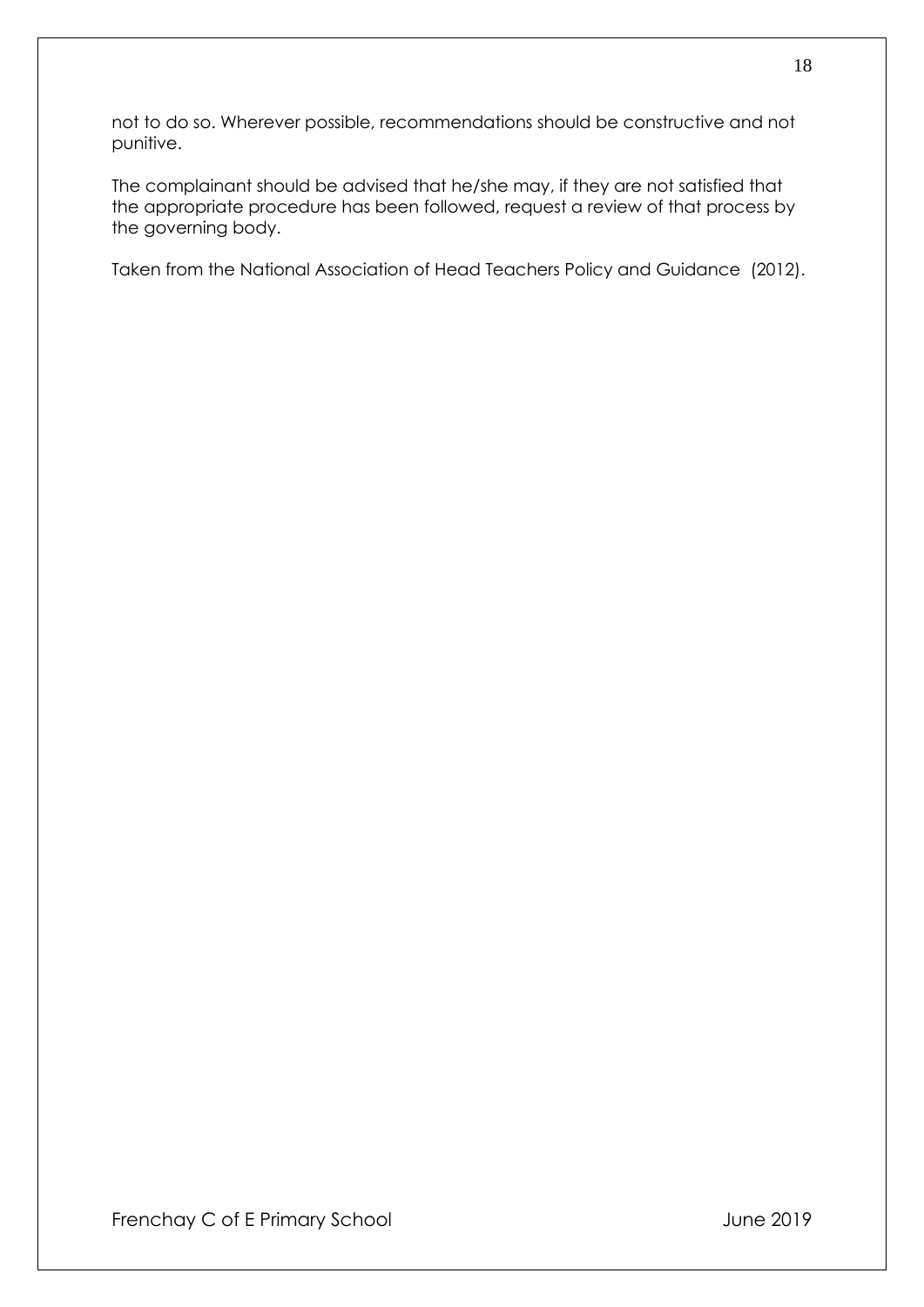not to do so. Wherever possible, recommendations should be constructive and not punitive.

The complainant should be advised that he/she may, if they are not satisfied that the appropriate procedure has been followed, request a review of that process by the governing body.

Taken from the National Association of Head Teachers Policy and Guidance (2012).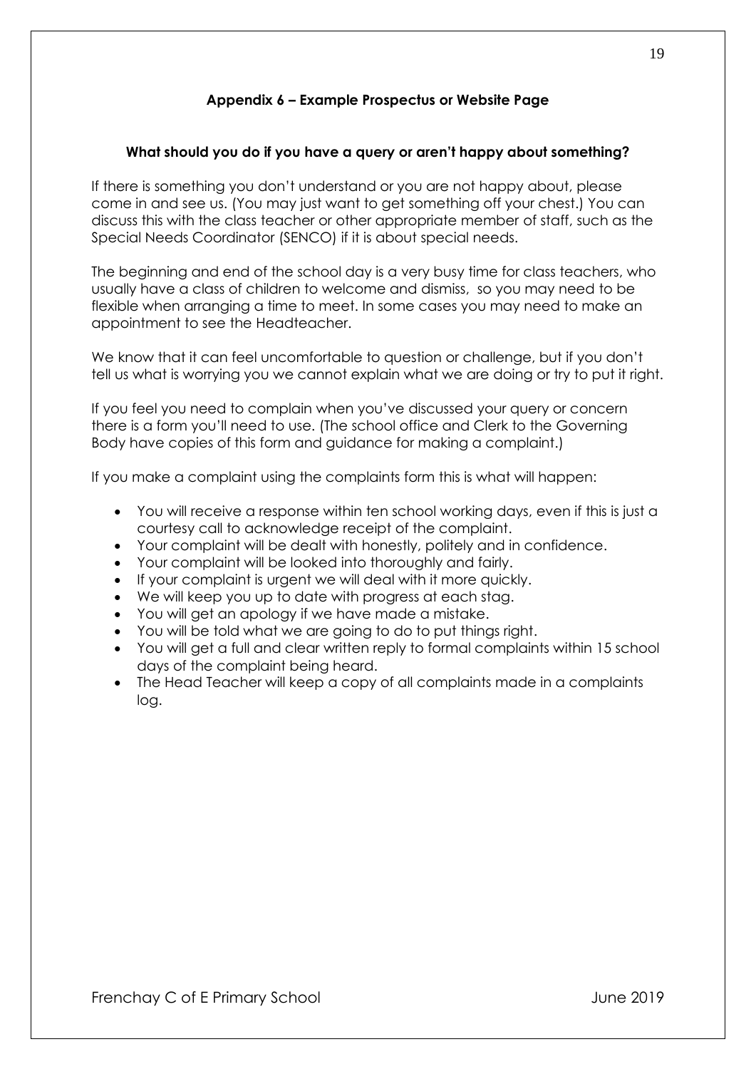## Appendix 6 – Example Prospectus or Website Page

### What should you do if you have a query or aren't happy about something?

If there is something you don't understand or you are not happy about, please come in and see us. (You may just want to get something off your chest.) You can discuss this with the class teacher or other appropriate member of staff, such as the Special Needs Coordinator (SENCO) if it is about special needs.

The beginning and end of the school day is a very busy time for class teachers, who usually have a class of children to welcome and dismiss, so you may need to be flexible when arranging a time to meet. In some cases you may need to make an appointment to see the Headteacher.

We know that it can feel uncomfortable to question or challenge, but if you don't tell us what is worrying you we cannot explain what we are doing or try to put it right.

If you feel you need to complain when you've discussed your query or concern there is a form you'll need to use. (The school office and Clerk to the Governing Body have copies of this form and guidance for making a complaint.)

If you make a complaint using the complaints form this is what will happen:

- You will receive a response within ten school working days, even if this is just a courtesy call to acknowledge receipt of the complaint.
- Your complaint will be dealt with honestly, politely and in confidence.
- Your complaint will be looked into thoroughly and fairly.
- If your complaint is urgent we will deal with it more quickly.
- We will keep you up to date with progress at each stag.
- You will get an apology if we have made a mistake.
- You will be told what we are going to do to put things right.
- You will get a full and clear written reply to formal complaints within 15 school days of the complaint being heard.
- The Head Teacher will keep a copy of all complaints made in a complaints log.